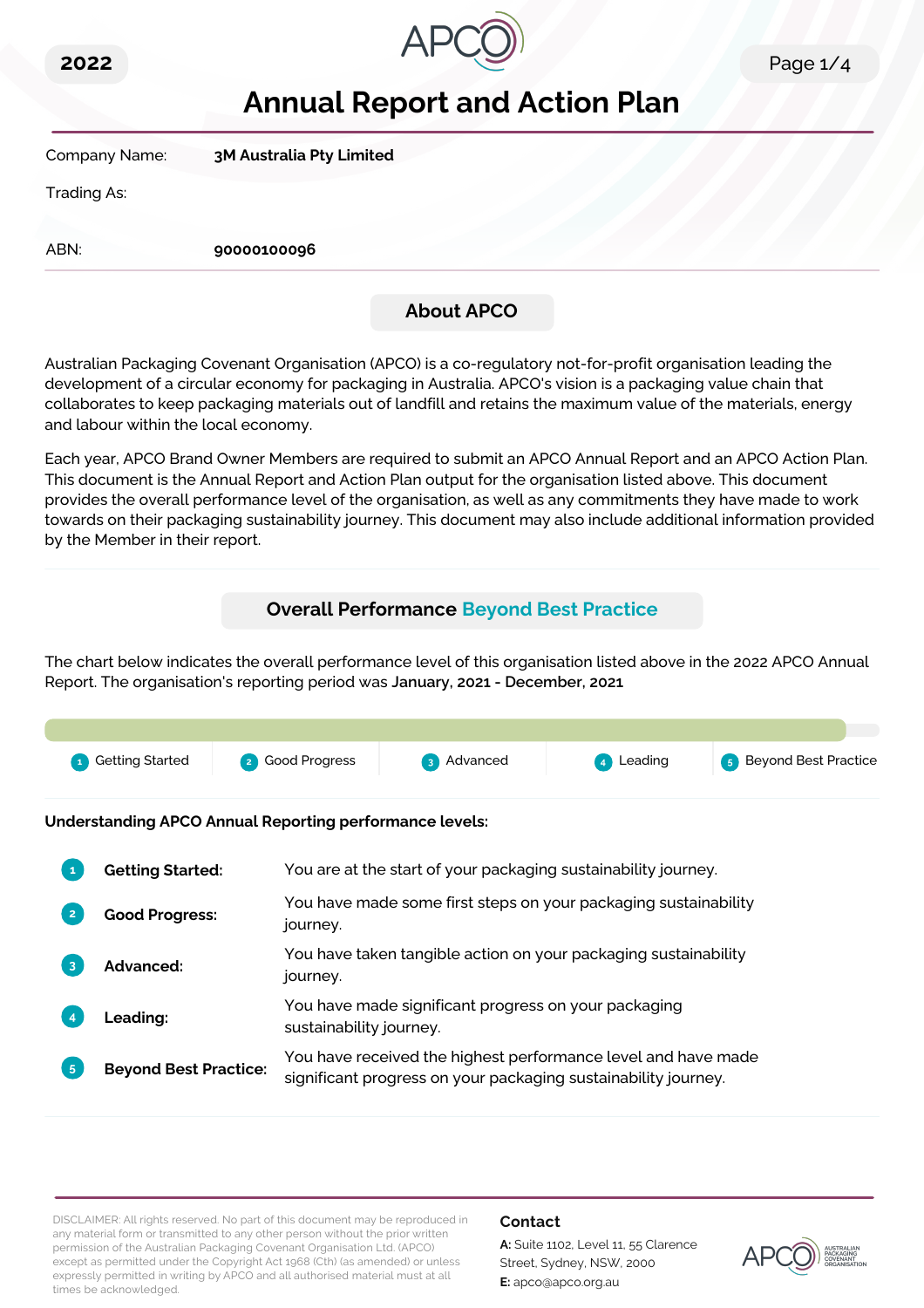2022

# Annual Report and Action Plan

| | |
|---|---|
| Company Name: | **3M Australia Pty Limited** |
| Trading As: | |
| ABN: | **90000100096** |

## About APCO

Australian Packaging Covenant Organisation (APCO) is a co-regulatory not-for-profit organisation leading the development of a circular economy for packaging in Australia. APCO's vision is a packaging value chain that collaborates to keep packaging materials out of landfill and retains the maximum value of the materials, energy and labour within the local economy.

Each year, APCO Brand Owner Members are required to submit an APCO Annual Report and an APCO Action Plan. This document is the Annual Report and Action Plan output for the organisation listed above. This document provides the overall performance level of the organisation, as well as any commitments they have made to work towards on their packaging sustainability journey. This document may also include additional information provided by the Member in their report.

## Overall Performance Beyond Best Practice

The chart below indicates the overall performance level of this organisation listed above in the 2022 APCO Annual Report. The organisation's reporting period was **January, 2021 - December, 2021**

1 Getting Started | 2 Good Progress | 3 Advanced | 4 Leading | 5 Beyond Best Practice

**Understanding APCO Annual Reporting performance levels:**

| | | |
|---|---|---|
| 1 | **Getting Started:** | You are at the start of your packaging sustainability journey. |
| 2 | **Good Progress:** | You have made some first steps on your packaging sustainability journey. |
| 3 | **Advanced:** | You have taken tangible action on your packaging sustainability journey. |
| 4 | **Leading:** | You have made significant progress on your packaging sustainability journey. |
| 5 | **Beyond Best Practice:** | You have received the highest performance level and have made significant progress on your packaging sustainability journey. |

DISCLAIMER: All rights reserved. No part of this document may be reproduced in any material form or transmitted to any other person without the prior written permission of the Australian Packaging Covenant Organisation Ltd. (APCO) except as permitted under the Copyright Act 1968 (Cth) (as amended) or unless expressly permitted in writing by APCO and all authorised material must at all times be acknowledged.

**Contact**

**A:** Suite 1102, Level 11, 55 Clarence Street, Sydney, NSW, 2000

**E:** apco@apco.org.au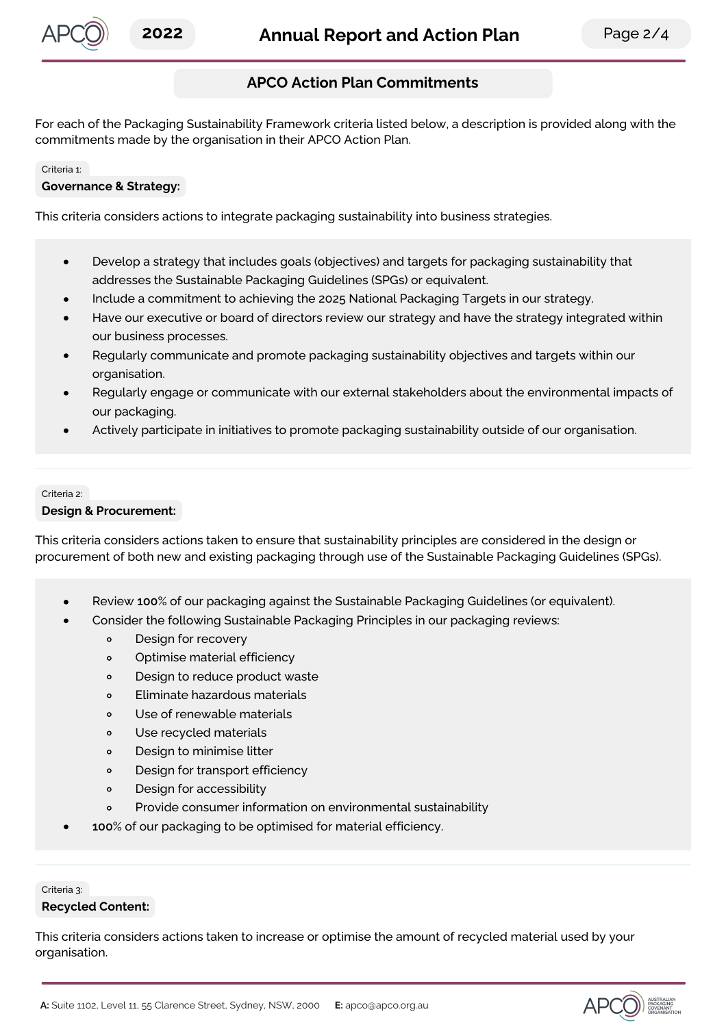## APCO Action Plan Commitments

For each of the Packaging Sustainability Framework criteria listed below, a description is provided along with the commitments made by the organisation in their APCO Action Plan.

Criteria 1:

### Governance & Strategy:

This criteria considers actions to integrate packaging sustainability into business strategies.

- Develop a strategy that includes goals (objectives) and targets for packaging sustainability that addresses the Sustainable Packaging Guidelines (SPGs) or equivalent.
- Include a commitment to achieving the 2025 National Packaging Targets in our strategy.
- Have our executive or board of directors review our strategy and have the strategy integrated within our business processes.
- Regularly communicate and promote packaging sustainability objectives and targets within our organisation.
- Regularly engage or communicate with our external stakeholders about the environmental impacts of our packaging.
- Actively participate in initiatives to promote packaging sustainability outside of our organisation.

Criteria 2:

### Design & Procurement:

This criteria considers actions taken to ensure that sustainability principles are considered in the design or procurement of both new and existing packaging through use of the Sustainable Packaging Guidelines (SPGs).

- Review **100**% of our packaging against the Sustainable Packaging Guidelines (or equivalent).
- Consider the following Sustainable Packaging Principles in our packaging reviews:
    - Design for recovery
    - Optimise material efficiency
    - Design to reduce product waste
    - Eliminate hazardous materials
    - Use of renewable materials
    - Use recycled materials
    - Design to minimise litter
    - Design for transport efficiency
    - Design for accessibility
    - Provide consumer information on environmental sustainability
- **100**% of our packaging to be optimised for material efficiency.

Criteria 3:

### Recycled Content:

This criteria considers actions taken to increase or optimise the amount of recycled material used by your organisation.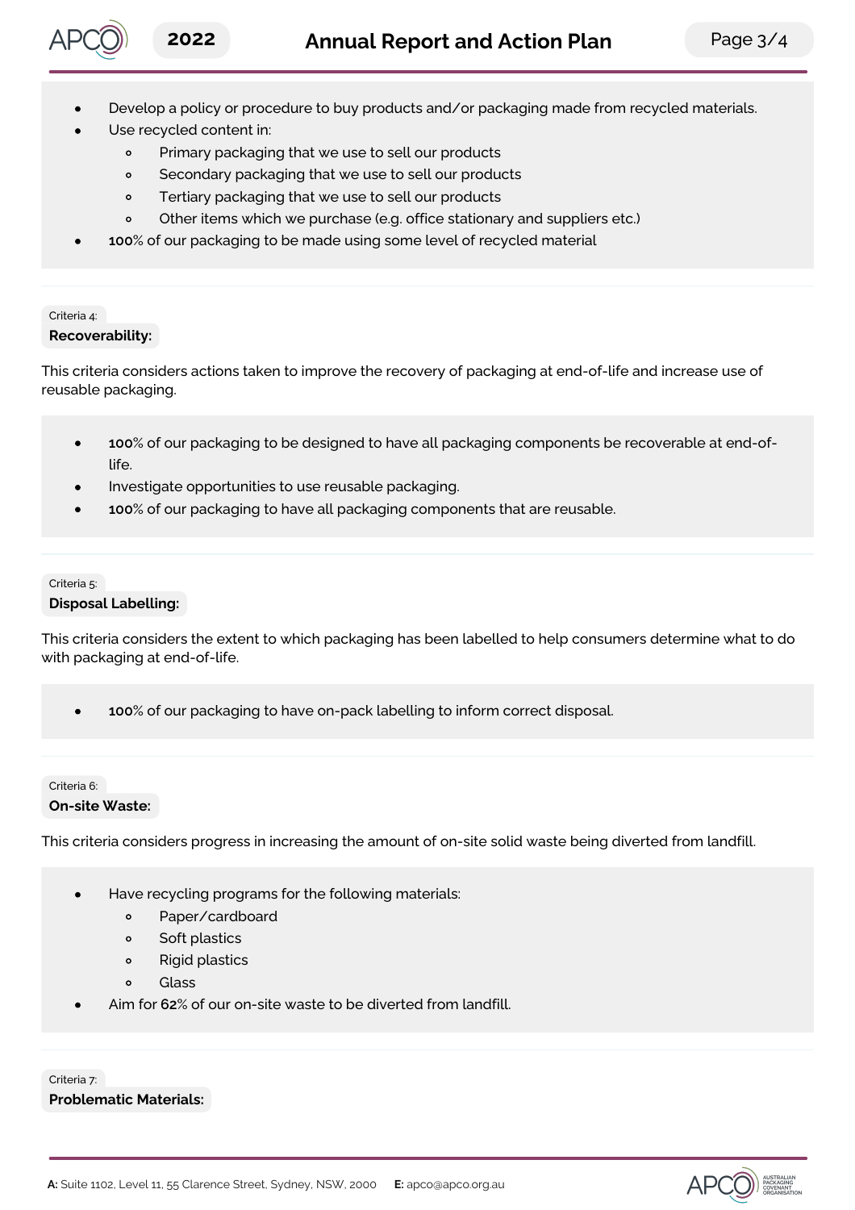- Develop a policy or procedure to buy products and/or packaging made from recycled materials.
- Use recycled content in:
    - Primary packaging that we use to sell our products
    - Secondary packaging that we use to sell our products
    - Tertiary packaging that we use to sell our products
    - Other items which we purchase (e.g. office stationary and suppliers etc.)
- **100**% of our packaging to be made using some level of recycled material

Criteria 4:

**Recoverability:**

This criteria considers actions taken to improve the recovery of packaging at end-of-life and increase use of reusable packaging.

- **100**% of our packaging to be designed to have all packaging components be recoverable at end-of-life.
- Investigate opportunities to use reusable packaging.
- **100**% of our packaging to have all packaging components that are reusable.

Criteria 5:

**Disposal Labelling:**

This criteria considers the extent to which packaging has been labelled to help consumers determine what to do with packaging at end-of-life.

- **100**% of our packaging to have on-pack labelling to inform correct disposal.

Criteria 6:

**On-site Waste:**

This criteria considers progress in increasing the amount of on-site solid waste being diverted from landfill.

- Have recycling programs for the following materials:
    - Paper/cardboard
    - Soft plastics
    - Rigid plastics
    - Glass
- Aim for **62**% of our on-site waste to be diverted from landfill.

Criteria 7:

**Problematic Materials:**

**A:** Suite 1102, Level 11, 55 Clarence Street, Sydney, NSW, 2000 **E:** apco@apco.org.au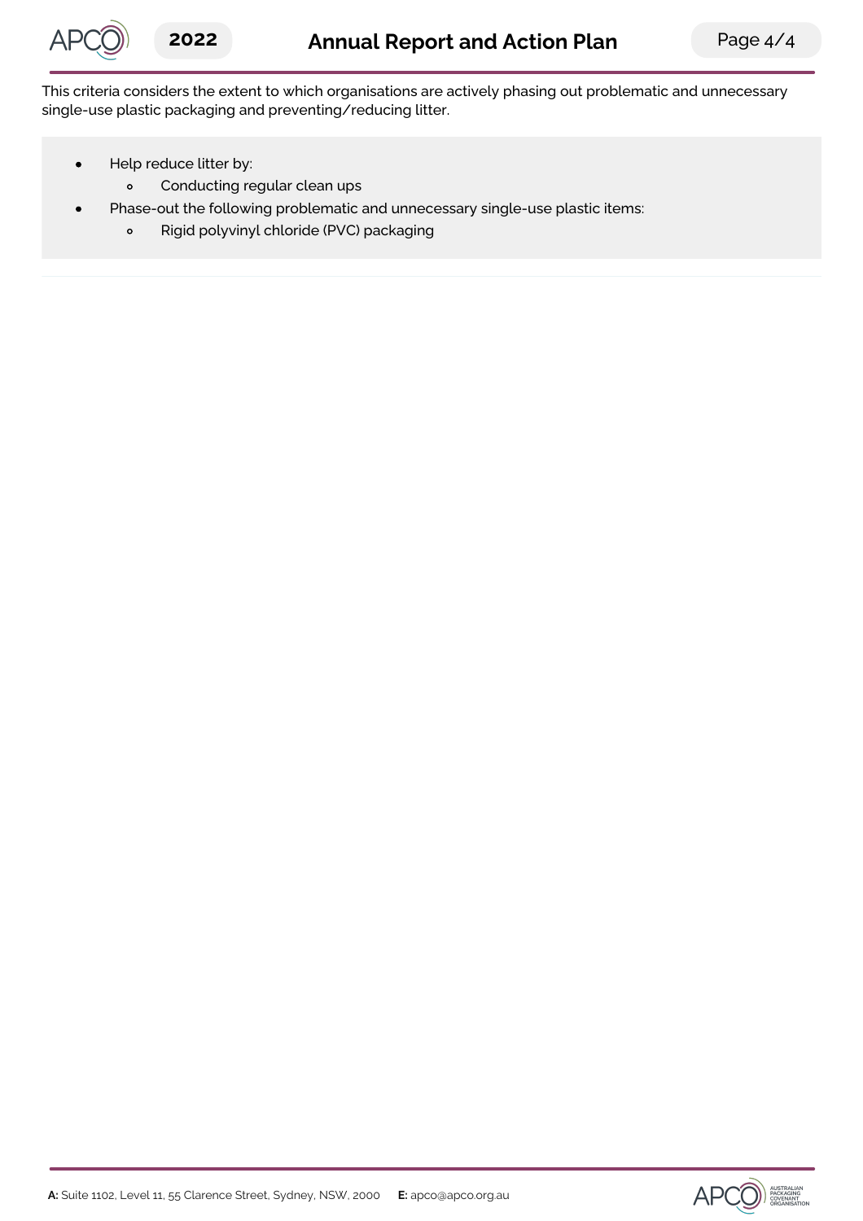This criteria considers the extent to which organisations are actively phasing out problematic and unnecessary single-use plastic packaging and preventing/reducing litter.

- Help reduce litter by:
  - Conducting regular clean ups
- Phase-out the following problematic and unnecessary single-use plastic items:
  - Rigid polyvinyl chloride (PVC) packaging